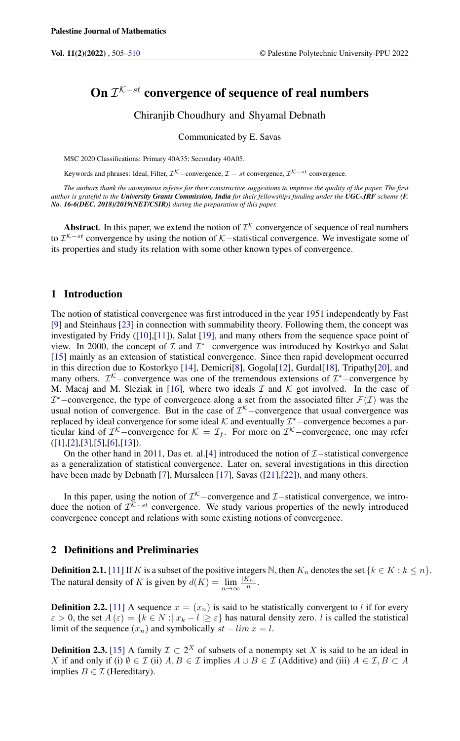# On $\mathcal{I}^{\mathcal{K}-st}$ convergence of sequence of real numbers

Chiranjib Choudhury and Shyamal Debnath

Communicated by E. Savas

MSC 2020 Classifications: Primary 40A35; Secondary 40A05.

Keywords and phrases: Ideal, Filter, $\mathcal{I}^{\mathcal{K}}-$convergence, $\mathcal{I}-st$ convergence, $\mathcal{I}^{\mathcal{K}-st}$ convergence.

*The authors thank the anonymous referee for their constructive suggestions to improve the quality of the paper. The first author is grateful to the **University Grants Commission, India** for their fellowships funding under the **UGC-JRF** scheme **(F. No. 16-6(DEC. 2018)/2019(NET/CSIR))** during the preparation of this paper.*

**Abstract**. In this paper, we extend the notion of $\mathcal{I}^{\mathcal{K}}$ convergence of sequence of real numbers to $\mathcal{I}^{\mathcal{K}-st}$ convergence by using the notion of $\mathcal{K}-$statistical convergence. We investigate some of its properties and study its relation with some other known types of convergence.

## 1 Introduction

The notion of statistical convergence was first introduced in the year 1951 independently by Fast [9] and Steinhaus [23] in connection with summability theory. Following them, the concept was investigated by Fridy ([10],[11]), Salat [19], and many others from the sequence space point of view. In 2000, the concept of $\mathcal{I}$ and $\mathcal{I}^{*}-$convergence was introduced by Kostrkyo and Salat [15] mainly as an extension of statistical convergence. Since then rapid development occurred in this direction due to Kostorkyo [14], Demicri[8], Gogola[12], Gurdal[18], Tripathy[20], and many others. $\mathcal{I}^{\mathcal{K}}-$convergence was one of the tremendous extensions of $\mathcal{I}^{*}-$convergence by M. Macaj and M. Sleziak in [16], where two ideals $\mathcal{I}$ and $\mathcal{K}$ got involved. In the case of $\mathcal{I}^{*}-$convergence, the type of convergence along a set from the associated filter $\mathcal{F}(\mathcal{I})$ was the usual notion of convergence. But in the case of $\mathcal{I}^{\mathcal{K}}-$convergence that usual convergence was replaced by ideal convergence for some ideal $\mathcal{K}$ and eventually $\mathcal{I}^{*}-$convergence becomes a particular kind of $\mathcal{I}^{\mathcal{K}}-$convergence for $\mathcal{K}=\mathcal{I}_f$. For more on $\mathcal{I}^{\mathcal{K}}-$convergence, one may refer ([1],[2],[3],[5],[6],[13]).

On the other hand in 2011, Das et. al.[4] introduced the notion of $\mathcal{I}-$statistical convergence as a generalization of statistical convergence. Later on, several investigations in this direction have been made by Debnath [7], Mursaleen [17], Savas ([21],[22]), and many others.

In this paper, using the notion of $\mathcal{I}^{\mathcal{K}}-$convergence and $\mathcal{I}-$statistical convergence, we introduce the notion of $\mathcal{I}^{\mathcal{K}-st}$ convergence. We study various properties of the newly introduced convergence concept and relations with some existing notions of convergence.

## 2 Definitions and Preliminaries

**Definition 2.1.** [11] If $K$ is a subset of the positive integers $\mathbb{N}$, then $K_n$ denotes the set $\{k \in K : k \leq n\}$. The natural density of $K$ is given by $d(K) = \lim\limits_{n\to\infty} \frac{|K_n|}{n}$.

**Definition 2.2.** [11] A sequence $x = (x_n)$ is said to be statistically convergent to $l$ if for every $\varepsilon > 0$, the set $A(\varepsilon) = \{k \in N : | x_k - l | \geq \varepsilon\}$ has natural density zero. $l$ is called the statistical limit of the sequence $(x_n)$ and symbolically $st - lim\ x = l$.

**Definition 2.3.** [15] A family $\mathcal{I} \subset 2^X$ of subsets of a nonempty set $X$ is said to be an ideal in $X$ if and only if (i) $\emptyset \in \mathcal{I}$ (ii) $A, B \in \mathcal{I}$ implies $A \cup B \in \mathcal{I}$ (Additive) and (iii) $A \in \mathcal{I}, B \subset A$ implies $B \in \mathcal{I}$ (Hereditary).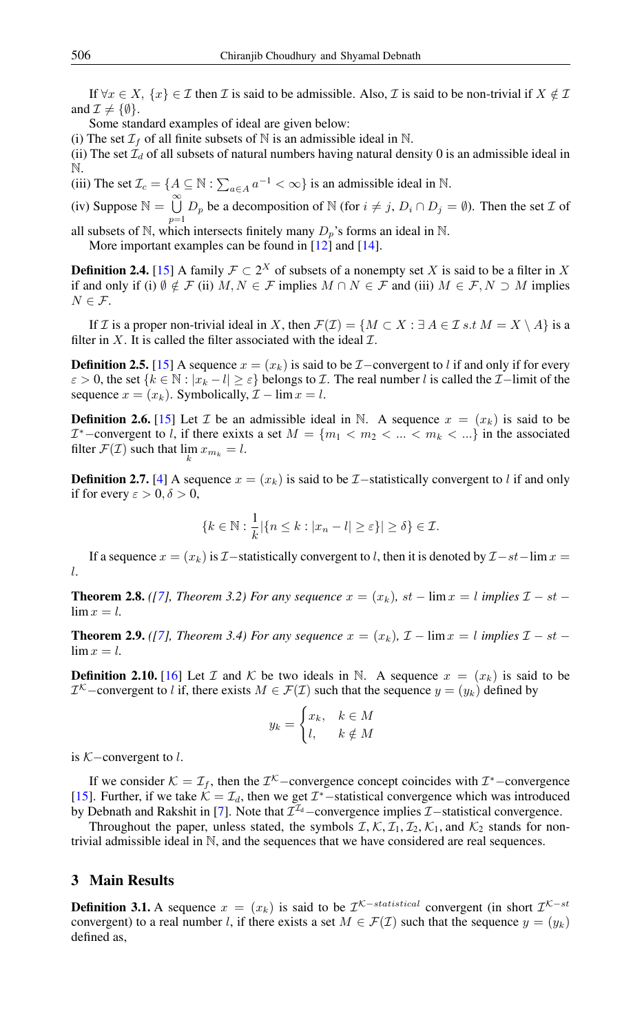If $\forall x \in X$, $\{x\} \in \mathcal{I}$ then $\mathcal{I}$ is said to be admissible. Also, $\mathcal{I}$ is said to be non-trivial if $X \notin \mathcal{I}$ and $\mathcal{I} \neq \{\emptyset\}$.

Some standard examples of ideal are given below:

(i) The set $\mathcal{I}_f$ of all finite subsets of $\mathbb{N}$ is an admissible ideal in $\mathbb{N}$.

(ii) The set $\mathcal{I}_d$ of all subsets of natural numbers having natural density 0 is an admissible ideal in $\mathbb{N}$.

(iii) The set $\mathcal{I}_c = \{A \subseteq \mathbb{N} : \sum_{a \in A} a^{-1} < \infty\}$ is an admissible ideal in $\mathbb{N}$.

(iv) Suppose $\mathbb{N} = \bigcup_{p=1}^{\infty} D_p$ be a decomposition of $\mathbb{N}$ (for $i \neq j$, $D_i \cap D_j = \emptyset$). Then the set $\mathcal{I}$ of all subsets of $\mathbb{N}$, which intersects finitely many $D_p$'s forms an ideal in $\mathbb{N}$.

More important examples can be found in [12] and [14].

**Definition 2.4.** [15] A family $\mathcal{F} \subset 2^X$ of subsets of a nonempty set $X$ is said to be a filter in $X$ if and only if (i) $\emptyset \notin \mathcal{F}$ (ii) $M, N \in \mathcal{F}$ implies $M \cap N \in \mathcal{F}$ and (iii) $M \in \mathcal{F}, N \supset M$ implies $N \in \mathcal{F}$.

If $\mathcal{I}$ is a proper non-trivial ideal in $X$, then $\mathcal{F}(\mathcal{I}) = \{M \subset X : \exists\, A \in \mathcal{I}\ s.t\ M = X \setminus A\}$ is a filter in $X$. It is called the filter associated with the ideal $\mathcal{I}$.

**Definition 2.5.** [15] A sequence $x = (x_k)$ is said to be $\mathcal{I}-$convergent to $l$ if and only if for every $\varepsilon > 0$, the set $\{k \in \mathbb{N} : |x_k - l| \geq \varepsilon\}$ belongs to $\mathcal{I}$. The real number $l$ is called the $\mathcal{I}-$limit of the sequence $x = (x_k)$. Symbolically, $\mathcal{I} - \lim x = l$.

**Definition 2.6.** [15] Let $\mathcal{I}$ be an admissible ideal in $\mathbb{N}$. A sequence $x = (x_k)$ is said to be $\mathcal{I}^*-$convergent to $l$, if there exixts a set $M = \{m_1 < m_2 < ... < m_k < ...\}$ in the associated filter $\mathcal{F}(\mathcal{I})$ such that $\lim_k x_{m_k} = l$.

**Definition 2.7.** [4] A sequence $x = (x_k)$ is said to be $\mathcal{I}-$statistically convergent to $l$ if and only if for every $\varepsilon > 0, \delta > 0$,

$$\{k \in \mathbb{N} : \frac{1}{k}|\{n \leq k : |x_n - l| \geq \varepsilon\}| \geq \delta\} \in \mathcal{I}.$$

If a sequence $x = (x_k)$ is $\mathcal{I}-$statistically convergent to $l$, then it is denoted by $\mathcal{I} - st - \lim x = l$.

**Theorem 2.8.** *([7], Theorem 3.2) For any sequence $x = (x_k)$, $st - \lim x = l$ implies $\mathcal{I} - st - \lim x = l$.*

**Theorem 2.9.** *([7], Theorem 3.4) For any sequence $x = (x_k)$, $\mathcal{I} - \lim x = l$ implies $\mathcal{I} - st - \lim x = l$.*

**Definition 2.10.** [16] Let $\mathcal{I}$ and $\mathcal{K}$ be two ideals in $\mathbb{N}$. A sequence $x = (x_k)$ is said to be $\mathcal{I}^{\mathcal{K}}-$convergent to $l$ if, there exists $M \in \mathcal{F}(\mathcal{I})$ such that the sequence $y = (y_k)$ defined by

$$y_k = \begin{cases} x_k, & k \in M \\ l, & k \notin M \end{cases}$$

is $\mathcal{K}-$convergent to $l$.

If we consider $\mathcal{K} = \mathcal{I}_f$, then the $\mathcal{I}^{\mathcal{K}}-$convergence concept coincides with $\mathcal{I}^*-$convergence [15]. Further, if we take $\mathcal{K} = \mathcal{I}_d$, then we get $\mathcal{I}^*-$statistical convergence which was introduced by Debnath and Rakshit in [7]. Note that $\mathcal{I}^{\mathcal{I}_d}-$convergence implies $\mathcal{I}-$statistical convergence.

Throughout the paper, unless stated, the symbols $\mathcal{I}, \mathcal{K}, \mathcal{I}_1, \mathcal{I}_2, \mathcal{K}_1$, and $\mathcal{K}_2$ stands for non-trivial admissible ideal in $\mathbb{N}$, and the sequences that we have considered are real sequences.

## 3 Main Results

**Definition 3.1.** A sequence $x = (x_k)$ is said to be $\mathcal{I}^{\mathcal{K}-statistical}$ convergent (in short $\mathcal{I}^{\mathcal{K}-st}$ convergent) to a real number $l$, if there exists a set $M \in \mathcal{F}(\mathcal{I})$ such that the sequence $y = (y_k)$ defined as,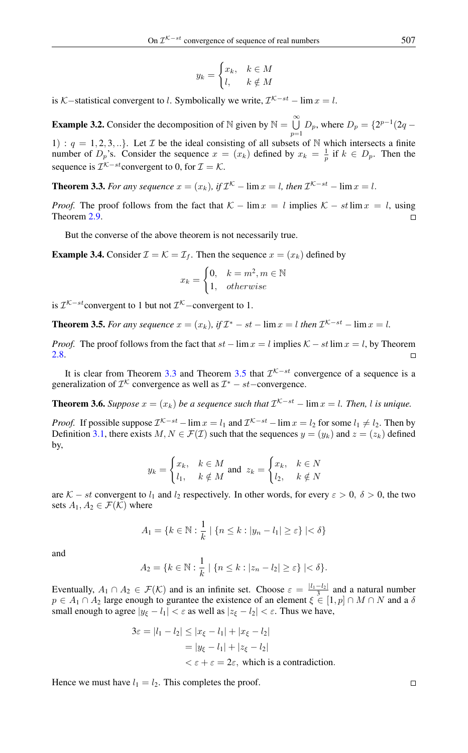$$y_k = \begin{cases} x_k, & k \in M \\ l, & k \notin M \end{cases}$$

is $\mathcal{K}-$statistical convergent to $l$. Symbolically we write, $\mathcal{I}^{\mathcal{K}-st} - \lim x = l$.

**Example 3.2.** Consider the decomposition of $\mathbb{N}$ given by $\mathbb{N} = \bigcup_{p=1}^{\infty} D_p$, where $D_p = \{2^{p-1}(2q - 1) : q = 1, 2, 3, ..\}$. Let $\mathcal{I}$ be the ideal consisting of all subsets of $\mathbb{N}$ which intersects a finite number of $D_p$'s. Consider the sequence $x = (x_k)$ defined by $x_k = \frac{1}{p}$ if $k \in D_p$. Then the sequence is $\mathcal{I}^{\mathcal{K}-st}$convergent to 0, for $\mathcal{I} = \mathcal{K}$.

**Theorem 3.3.** *For any sequence $x = (x_k)$, if $\mathcal{I}^{\mathcal{K}} - \lim x = l$, then $\mathcal{I}^{\mathcal{K}-st} - \lim x = l$.*

*Proof.* The proof follows from the fact that $\mathcal{K} - \lim x = l$ implies $\mathcal{K} - st \lim x = l$, using Theorem 2.9. □

But the converse of the above theorem is not necessarily true.

**Example 3.4.** Consider $\mathcal{I} = \mathcal{K} = \mathcal{I}_f$. Then the sequence $x = (x_k)$ defined by

$$x_k = \begin{cases} 0, & k = m^2, m \in \mathbb{N} \\ 1, & otherwise \end{cases}$$

is $\mathcal{I}^{\mathcal{K}-st}$convergent to 1 but not $\mathcal{I}^{\mathcal{K}}-$convergent to 1.

**Theorem 3.5.** *For any sequence $x = (x_k)$, if $\mathcal{I}^* - st - \lim x = l$ then $\mathcal{I}^{\mathcal{K}-st} - \lim x = l$.*

*Proof.* The proof follows from the fact that $st - \lim x = l$ implies $\mathcal{K} - st \lim x = l$, by Theorem 2.8. □

It is clear from Theorem 3.3 and Theorem 3.5 that $\mathcal{I}^{\mathcal{K}-st}$ convergence of a sequence is a generalization of $\mathcal{I}^{\mathcal{K}}$ convergence as well as $\mathcal{I}^* - st-$convergence.

**Theorem 3.6.** *Suppose $x = (x_k)$ be a sequence such that $\mathcal{I}^{\mathcal{K}-st} - \lim x = l$. Then, $l$ is unique.*

*Proof.* If possible suppose $\mathcal{I}^{\mathcal{K}-st} - \lim x = l_1$ and $\mathcal{I}^{\mathcal{K}-st} - \lim x = l_2$ for some $l_1 \neq l_2$. Then by Definition 3.1, there exists $M, N \in \mathcal{F}(\mathcal{I})$ such that the sequences $y = (y_k)$ and $z = (z_k)$ defined by,

$$y_k = \begin{cases} x_k, & k \in M \\ l_1, & k \notin M \end{cases} \text{ and } z_k = \begin{cases} x_k, & k \in N \\ l_2, & k \notin N \end{cases}$$

are $\mathcal{K} - st$ convergent to $l_1$ and $l_2$ respectively. In other words, for every $\varepsilon > 0,\ \delta > 0$, the two sets $A_1, A_2 \in \mathcal{F}(\mathcal{K})$ where

$$A_1 = \{k \in \mathbb{N} : \frac{1}{k} \mid \{n \leq k : |y_n - l_1| \geq \varepsilon\} \mid < \delta\}$$

and

$$A_2 = \{k \in \mathbb{N} : \frac{1}{k} \mid \{n \leq k : |z_n - l_2| \geq \varepsilon\} \mid < \delta\}.$$

Eventually, $A_1 \cap A_2 \in \mathcal{F}(\mathcal{K})$ and is an infinite set. Choose $\varepsilon = \frac{|l_1 - l_2|}{3}$ and a natural number $p \in A_1 \cap A_2$ large enough to gurantee the existence of an element $\xi \in [1, p] \cap M \cap N$ and a $\delta$ small enough to agree $|y_\xi - l_1| < \varepsilon$ as well as $|z_\xi - l_2| < \varepsilon$. Thus we have,

$$\begin{aligned} 3\varepsilon = |l_1 - l_2| &\leq |x_\xi - l_1| + |x_\xi - l_2| \\ &= |y_\xi - l_1| + |z_\xi - l_2| \\ &< \varepsilon + \varepsilon = 2\varepsilon, \text{ which is a contradiction.} \end{aligned}$$

Hence we must have $l_1 = l_2$. This completes the proof. □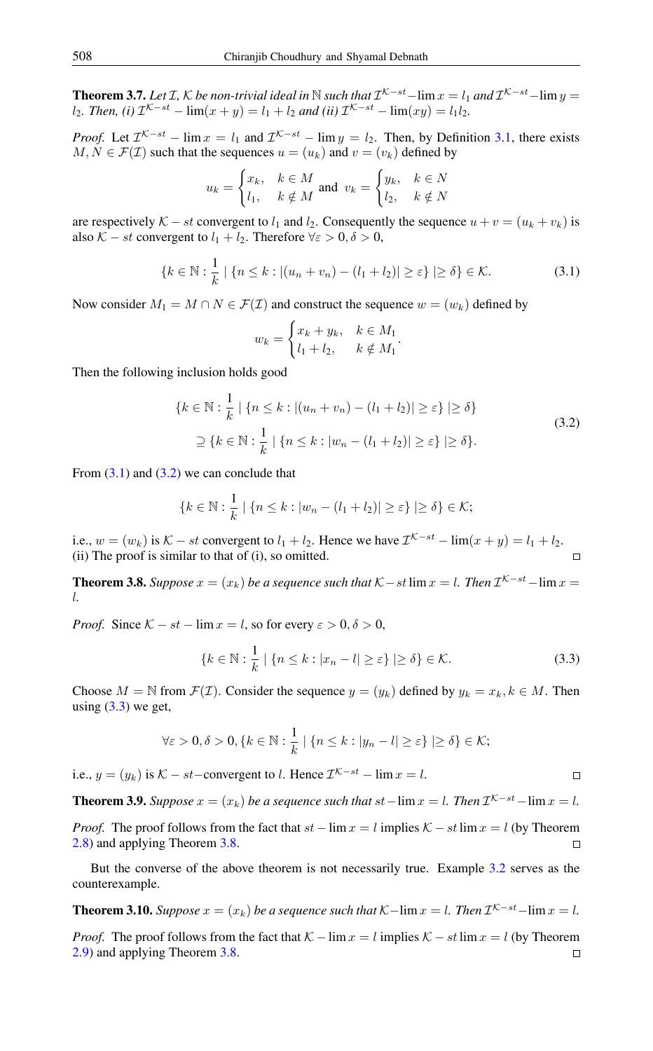**Theorem 3.7.** *Let $\mathcal{I}$, $\mathcal{K}$ be non-trivial ideal in $\mathbb{N}$ such that $\mathcal{I}^{\mathcal{K}-st}-\lim x = l_1$ and $\mathcal{I}^{\mathcal{K}-st}-\lim y = l_2$. Then, (i) $\mathcal{I}^{\mathcal{K}-st} - \lim(x+y) = l_1 + l_2$ and (ii) $\mathcal{I}^{\mathcal{K}-st} - \lim(xy) = l_1 l_2$.*

*Proof.* Let $\mathcal{I}^{\mathcal{K}-st} - \lim x = l_1$ and $\mathcal{I}^{\mathcal{K}-st} - \lim y = l_2$. Then, by Definition 3.1, there exists $M, N \in \mathcal{F}(\mathcal{I})$ such that the sequences $u = (u_k)$ and $v = (v_k)$ defined by

$$u_k = \begin{cases} x_k, & k \in M \\ l_1, & k \notin M \end{cases} \text{ and } v_k = \begin{cases} y_k, & k \in N \\ l_2, & k \notin N \end{cases}$$

are respectively $\mathcal{K} - st$ convergent to $l_1$ and $l_2$. Consequently the sequence $u + v = (u_k + v_k)$ is also $\mathcal{K} - st$ convergent to $l_1 + l_2$. Therefore $\forall \varepsilon > 0, \delta > 0$,

$$\{k \in \mathbb{N} : \frac{1}{k} \mid \{n \leq k : |(u_n + v_n) - (l_1 + l_2)| \geq \varepsilon\} \mid \geq \delta\} \in \mathcal{K}. \tag{3.1}$$

Now consider $M_1 = M \cap N \in \mathcal{F}(\mathcal{I})$ and construct the sequence $w = (w_k)$ defined by

$$w_k = \begin{cases} x_k + y_k, & k \in M_1 \\ l_1 + l_2, & k \notin M_1 \end{cases}.$$

Then the following inclusion holds good

$$\begin{aligned} &\{k \in \mathbb{N} : \frac{1}{k} \mid \{n \leq k : |(u_n + v_n) - (l_1 + l_2)| \geq \varepsilon\} \mid \geq \delta\} \\ &\supseteq \{k \in \mathbb{N} : \frac{1}{k} \mid \{n \leq k : |w_n - (l_1 + l_2)| \geq \varepsilon\} \mid \geq \delta\}. \end{aligned} \tag{3.2}$$

From (3.1) and (3.2) we can conclude that

$$\{k \in \mathbb{N} : \frac{1}{k} \mid \{n \leq k : |w_n - (l_1 + l_2)| \geq \varepsilon\} \mid \geq \delta\} \in \mathcal{K};$$

i.e., $w = (w_k)$ is $\mathcal{K} - st$ convergent to $l_1 + l_2$. Hence we have $\mathcal{I}^{\mathcal{K}-st} - \lim(x+y) = l_1 + l_2$.
(ii) The proof is similar to that of (i), so omitted. □

**Theorem 3.8.** *Suppose $x = (x_k)$ be a sequence such that $\mathcal{K} - st\lim x = l$. Then $\mathcal{I}^{\mathcal{K}-st} - \lim x = l$.*

*Proof.* Since $\mathcal{K} - st - \lim x = l$, so for every $\varepsilon > 0, \delta > 0$,

$$\{k \in \mathbb{N} : \frac{1}{k} \mid \{n \leq k : |x_n - l| \geq \varepsilon\} \mid \geq \delta\} \in \mathcal{K}. \tag{3.3}$$

Choose $M = \mathbb{N}$ from $\mathcal{F}(\mathcal{I})$. Consider the sequence $y = (y_k)$ defined by $y_k = x_k, k \in M$. Then using (3.3) we get,

$$\forall \varepsilon > 0, \delta > 0, \{k \in \mathbb{N} : \frac{1}{k} \mid \{n \leq k : |y_n - l| \geq \varepsilon\} \mid \geq \delta\} \in \mathcal{K};$$

i.e., $y = (y_k)$ is $\mathcal{K} - st-$convergent to $l$. Hence $\mathcal{I}^{\mathcal{K}-st} - \lim x = l$. □

**Theorem 3.9.** *Suppose $x = (x_k)$ be a sequence such that $st - \lim x = l$. Then $\mathcal{I}^{\mathcal{K}-st} - \lim x = l$.*

*Proof.* The proof follows from the fact that $st - \lim x = l$ implies $\mathcal{K} - st\lim x = l$ (by Theorem 2.8) and applying Theorem 3.8. □

But the converse of the above theorem is not necessarily true. Example 3.2 serves as the counterexample.

**Theorem 3.10.** *Suppose $x = (x_k)$ be a sequence such that $\mathcal{K} - \lim x = l$. Then $\mathcal{I}^{\mathcal{K}-st} - \lim x = l$.*

*Proof.* The proof follows from the fact that $\mathcal{K} - \lim x = l$ implies $\mathcal{K} - st\lim x = l$ (by Theorem 2.9) and applying Theorem 3.8. □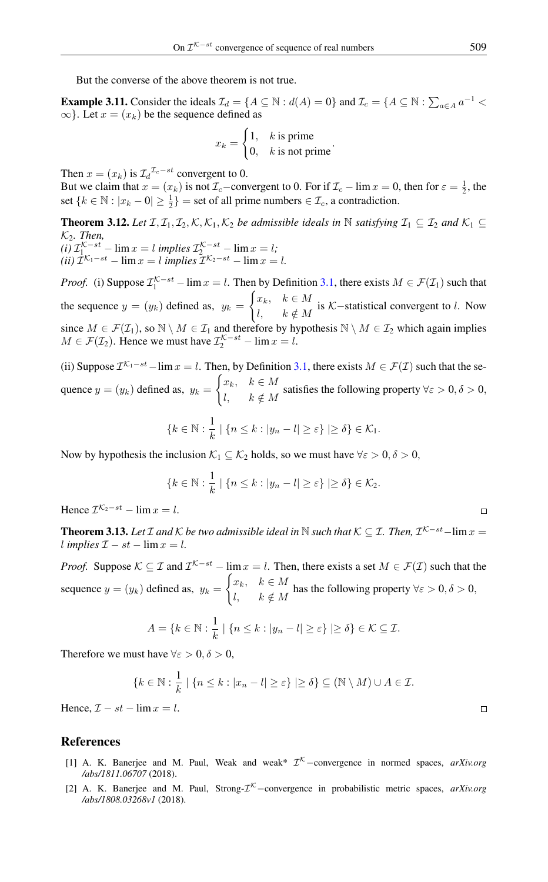But the converse of the above theorem is not true.

**Example 3.11.** Consider the ideals $\mathcal{I}_d = \{A \subseteq \mathbb{N} : d(A) = 0\}$ and $\mathcal{I}_c = \{A \subseteq \mathbb{N} : \sum_{a \in A} a^{-1} < \infty\}$. Let $x = (x_k)$ be the sequence defined as

$$x_k = \begin{cases} 1, & k \text{ is prime} \\ 0, & k \text{ is not prime} \end{cases}.$$

Then $x = (x_k)$ is $\mathcal{I}_d^{\mathcal{I}_c - st}$ convergent to 0.
But we claim that $x = (x_k)$ is not $\mathcal{I}_c-$convergent to 0. For if $\mathcal{I}_c - \lim x = 0$, then for $\varepsilon = \frac{1}{2}$, the set $\{k \in \mathbb{N} : |x_k - 0| \geq \frac{1}{2}\}$ = set of all prime numbers $\in \mathcal{I}_c$, a contradiction.

**Theorem 3.12.** *Let $\mathcal{I}, \mathcal{I}_1, \mathcal{I}_2, \mathcal{K}, \mathcal{K}_1, \mathcal{K}_2$ be admissible ideals in $\mathbb{N}$ satisfying $\mathcal{I}_1 \subseteq \mathcal{I}_2$ and $\mathcal{K}_1 \subseteq \mathcal{K}_2$. Then,*
*(i) $\mathcal{I}_1^{\mathcal{K}-st} - \lim x = l$ implies $\mathcal{I}_2^{\mathcal{K}-st} - \lim x = l$;*
*(ii) $\mathcal{I}^{\mathcal{K}_1-st} - \lim x = l$ implies $\mathcal{I}^{\mathcal{K}_2-st} - \lim x = l$.*

*Proof.* (i) Suppose $\mathcal{I}_1^{\mathcal{K}-st} - \lim x = l$. Then by Definition 3.1, there exists $M \in \mathcal{F}(\mathcal{I}_1)$ such that the sequence $y = (y_k)$ defined as, $y_k = \begin{cases} x_k, & k \in M \\ l, & k \notin M \end{cases}$ is $\mathcal{K}-$statistical convergent to $l$. Now since $M \in \mathcal{F}(\mathcal{I}_1)$, so $\mathbb{N} \setminus M \in \mathcal{I}_1$ and therefore by hypothesis $\mathbb{N} \setminus M \in \mathcal{I}_2$ which again implies $M \in \mathcal{F}(\mathcal{I}_2)$. Hence we must have $\mathcal{I}_2^{\mathcal{K}-st} - \lim x = l$.

(ii) Suppose $\mathcal{I}^{\mathcal{K}_1-st} - \lim x = l$. Then, by Definition 3.1, there exists $M \in \mathcal{F}(\mathcal{I})$ such that the sequence $y = (y_k)$ defined as, $y_k = \begin{cases} x_k, & k \in M \\ l, & k \notin M \end{cases}$ satisfies the following property $\forall \varepsilon > 0, \delta > 0$,

$$\{k \in \mathbb{N} : \frac{1}{k} \mid \{n \leq k : |y_n - l| \geq \varepsilon\} \mid \geq \delta\} \in \mathcal{K}_1.$$

Now by hypothesis the inclusion $\mathcal{K}_1 \subseteq \mathcal{K}_2$ holds, so we must have $\forall \varepsilon > 0, \delta > 0$,

$$\{k \in \mathbb{N} : \frac{1}{k} \mid \{n \leq k : |y_n - l| \geq \varepsilon\} \mid \geq \delta\} \in \mathcal{K}_2.$$

Hence $\mathcal{I}^{\mathcal{K}_2-st} - \lim x = l$. □

**Theorem 3.13.** *Let $\mathcal{I}$ and $\mathcal{K}$ be two admissible ideal in $\mathbb{N}$ such that $\mathcal{K} \subseteq \mathcal{I}$. Then, $\mathcal{I}^{\mathcal{K}-st} - \lim x = l$ implies $\mathcal{I} - st - \lim x = l$.*

*Proof.* Suppose $\mathcal{K} \subseteq \mathcal{I}$ and $\mathcal{I}^{\mathcal{K}-st} - \lim x = l$. Then, there exists a set $M \in \mathcal{F}(\mathcal{I})$ such that the sequence $y = (y_k)$ defined as, $y_k = \begin{cases} x_k, & k \in M \\ l, & k \notin M \end{cases}$ has the following property $\forall \varepsilon > 0, \delta > 0$,

$$A = \{k \in \mathbb{N} : \frac{1}{k} \mid \{n \leq k : |y_n - l| \geq \varepsilon\} \mid \geq \delta\} \in \mathcal{K} \subseteq \mathcal{I}.$$

Therefore we must have $\forall \varepsilon > 0, \delta > 0$,

$$\{k \in \mathbb{N} : \frac{1}{k} \mid \{n \leq k : |x_n - l| \geq \varepsilon\} \mid \geq \delta\} \subseteq (\mathbb{N} \setminus M) \cup A \in \mathcal{I}.$$

Hence, $\mathcal{I} - st - \lim x = l$. □

## References

[1] A. K. Banerjee and M. Paul, Weak and weak* $\mathcal{I}^{\mathcal{K}}-$convergence in normed spaces, *arXiv.org /abs/1811.06707* (2018).

[2] A. K. Banerjee and M. Paul, Strong-$\mathcal{I}^{\mathcal{K}}-$convergence in probabilistic metric spaces, *arXiv.org /abs/1808.03268v1* (2018).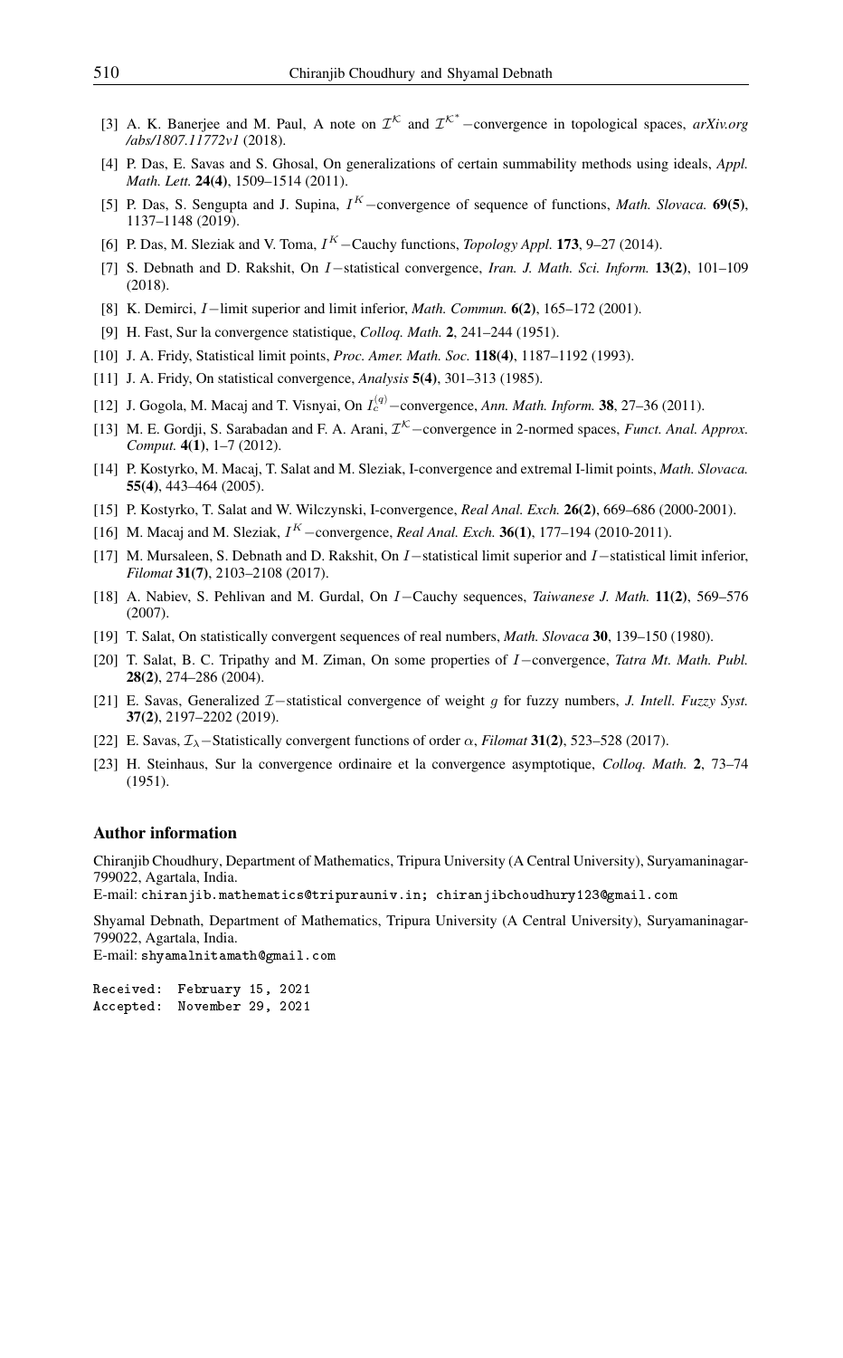[3] A. K. Banerjee and M. Paul, A note on $\mathcal{I}^{\mathcal{K}}$ and $\mathcal{I}^{\mathcal{K}^*}-$convergence in topological spaces, *arXiv.org /abs/1807.11772v1* (2018).

[4] P. Das, E. Savas and S. Ghosal, On generalizations of certain summability methods using ideals, *Appl. Math. Lett.* **24(4)**, 1509–1514 (2011).

[5] P. Das, S. Sengupta and J. Supina, $I^K-$convergence of sequence of functions, *Math. Slovaca.* **69(5)**, 1137–1148 (2019).

[6] P. Das, M. Sleziak and V. Toma, $I^K-$Cauchy functions, *Topology Appl.* **173**, 9–27 (2014).

[7] S. Debnath and D. Rakshit, On $I-$statistical convergence, *Iran. J. Math. Sci. Inform.* **13(2)**, 101–109 (2018).

[8] K. Demirci, $I-$limit superior and limit inferior, *Math. Commun.* **6(2)**, 165–172 (2001).

[9] H. Fast, Sur la convergence statistique, *Colloq. Math.* **2**, 241–244 (1951).

[10] J. A. Fridy, Statistical limit points, *Proc. Amer. Math. Soc.* **118(4)**, 1187–1192 (1993).

[11] J. A. Fridy, On statistical convergence, *Analysis* **5(4)**, 301–313 (1985).

[12] J. Gogola, M. Macaj and T. Visnyai, On $I_c^{(q)}-$convergence, *Ann. Math. Inform.* **38**, 27–36 (2011).

[13] M. E. Gordji, S. Sarabadan and F. A. Arani, $\mathcal{I}^{\mathcal{K}}-$convergence in 2-normed spaces, *Funct. Anal. Approx. Comput.* **4(1)**, 1–7 (2012).

[14] P. Kostyrko, M. Macaj, T. Salat and M. Sleziak, I-convergence and extremal I-limit points, *Math. Slovaca.* **55(4)**, 443–464 (2005).

[15] P. Kostyrko, T. Salat and W. Wilczynski, I-convergence, *Real Anal. Exch.* **26(2)**, 669–686 (2000-2001).

[16] M. Macaj and M. Sleziak, $I^K-$convergence, *Real Anal. Exch.* **36(1)**, 177–194 (2010-2011).

[17] M. Mursaleen, S. Debnath and D. Rakshit, On $I-$statistical limit superior and $I-$statistical limit inferior, *Filomat* **31(7)**, 2103–2108 (2017).

[18] A. Nabiev, S. Pehlivan and M. Gurdal, On $I-$Cauchy sequences, *Taiwanese J. Math.* **11(2)**, 569–576 (2007).

[19] T. Salat, On statistically convergent sequences of real numbers, *Math. Slovaca* **30**, 139–150 (1980).

[20] T. Salat, B. C. Tripathy and M. Ziman, On some properties of $I-$convergence, *Tatra Mt. Math. Publ.* **28(2)**, 274–286 (2004).

[21] E. Savas, Generalized $\mathcal{I}-$statistical convergence of weight $g$ for fuzzy numbers, *J. Intell. Fuzzy Syst.* **37(2)**, 2197–2202 (2019).

[22] E. Savas, $\mathcal{I}_\lambda-$Statistically convergent functions of order $\alpha$, *Filomat* **31(2)**, 523–528 (2017).

[23] H. Steinhaus, Sur la convergence ordinaire et la convergence asymptotique, *Colloq. Math.* **2**, 73–74 (1951).

### Author information

Chiranjib Choudhury, Department of Mathematics, Tripura University (A Central University), Suryamaninagar-799022, Agartala, India.
E-mail: chiranjib.mathematics@tripurauniv.in; chiranjibchoudhury123@gmail.com

Shyamal Debnath, Department of Mathematics, Tripura University (A Central University), Suryamaninagar-799022, Agartala, India.
E-mail: shyamalnitamath@gmail.com

Received: February 15, 2021
Accepted: November 29, 2021